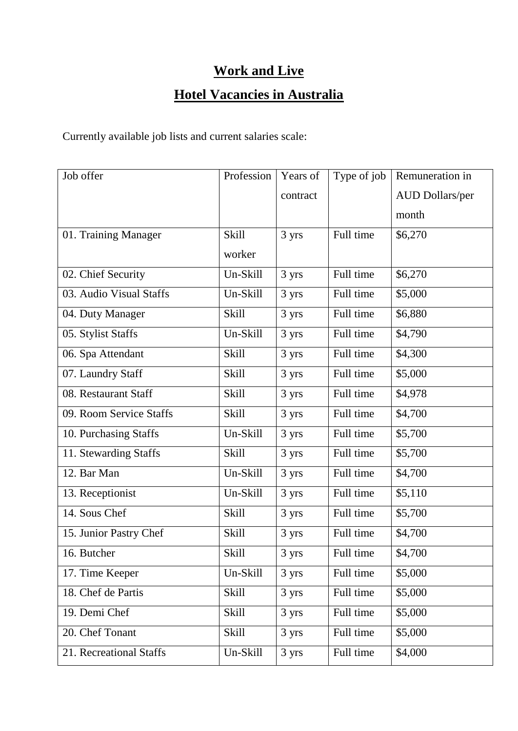# Work and Live

# Hotel Vacancies in Australia

Currently available job lists and current salaries scale:

| Job offer | Profession | Years of contract | Type of job | Remuneration in AUD Dollars/per month |
|---|---|---|---|---|
| 01. Training Manager | Skill worker | 3 yrs | Full time | $6,270 |
| 02. Chief Security | Un-Skill | 3 yrs | Full time | $6,270 |
| 03. Audio Visual Staffs | Un-Skill | 3 yrs | Full time | $5,000 |
| 04. Duty Manager | Skill | 3 yrs | Full time | $6,880 |
| 05. Stylist Staffs | Un-Skill | 3 yrs | Full time | $4,790 |
| 06. Spa Attendant | Skill | 3 yrs | Full time | $4,300 |
| 07. Laundry Staff | Skill | 3 yrs | Full time | $5,000 |
| 08. Restaurant Staff | Skill | 3 yrs | Full time | $4,978 |
| 09. Room Service Staffs | Skill | 3 yrs | Full time | $4,700 |
| 10. Purchasing Staffs | Un-Skill | 3 yrs | Full time | $5,700 |
| 11. Stewarding Staffs | Skill | 3 yrs | Full time | $5,700 |
| 12. Bar Man | Un-Skill | 3 yrs | Full time | $4,700 |
| 13. Receptionist | Un-Skill | 3 yrs | Full time | $5,110 |
| 14. Sous Chef | Skill | 3 yrs | Full time | $5,700 |
| 15. Junior Pastry Chef | Skill | 3 yrs | Full time | $4,700 |
| 16. Butcher | Skill | 3 yrs | Full time | $4,700 |
| 17. Time Keeper | Un-Skill | 3 yrs | Full time | $5,000 |
| 18. Chef de Partis | Skill | 3 yrs | Full time | $5,000 |
| 19. Demi Chef | Skill | 3 yrs | Full time | $5,000 |
| 20. Chef Tonant | Skill | 3 yrs | Full time | $5,000 |
| 21. Recreational Staffs | Un-Skill | 3 yrs | Full time | $4,000 |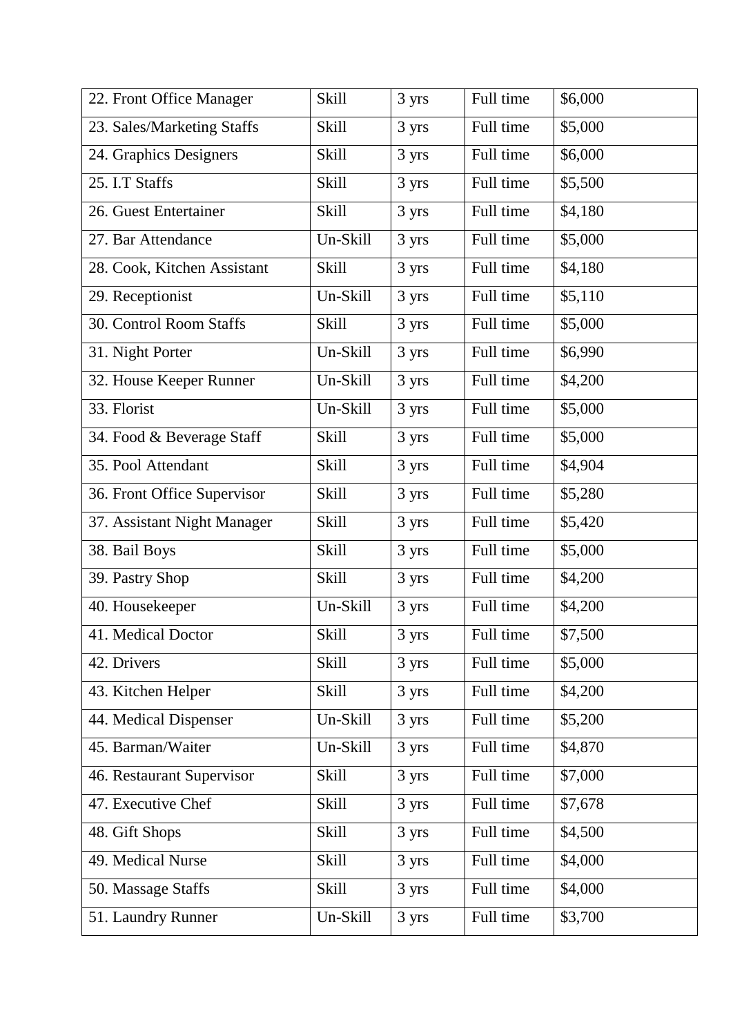| 22. Front Office Manager | Skill | 3 yrs | Full time | $6,000 |
|---|---|---|---|---|
| 23. Sales/Marketing Staffs | Skill | 3 yrs | Full time | $5,000 |
| 24. Graphics Designers | Skill | 3 yrs | Full time | $6,000 |
| 25. I.T Staffs | Skill | 3 yrs | Full time | $5,500 |
| 26. Guest Entertainer | Skill | 3 yrs | Full time | $4,180 |
| 27. Bar Attendance | Un-Skill | 3 yrs | Full time | $5,000 |
| 28. Cook, Kitchen Assistant | Skill | 3 yrs | Full time | $4,180 |
| 29. Receptionist | Un-Skill | 3 yrs | Full time | $5,110 |
| 30. Control Room Staffs | Skill | 3 yrs | Full time | $5,000 |
| 31. Night Porter | Un-Skill | 3 yrs | Full time | $6,990 |
| 32. House Keeper Runner | Un-Skill | 3 yrs | Full time | $4,200 |
| 33. Florist | Un-Skill | 3 yrs | Full time | $5,000 |
| 34. Food & Beverage Staff | Skill | 3 yrs | Full time | $5,000 |
| 35. Pool Attendant | Skill | 3 yrs | Full time | $4,904 |
| 36. Front Office Supervisor | Skill | 3 yrs | Full time | $5,280 |
| 37. Assistant Night Manager | Skill | 3 yrs | Full time | $5,420 |
| 38. Bail Boys | Skill | 3 yrs | Full time | $5,000 |
| 39. Pastry Shop | Skill | 3 yrs | Full time | $4,200 |
| 40. Housekeeper | Un-Skill | 3 yrs | Full time | $4,200 |
| 41. Medical Doctor | Skill | 3 yrs | Full time | $7,500 |
| 42. Drivers | Skill | 3 yrs | Full time | $5,000 |
| 43. Kitchen Helper | Skill | 3 yrs | Full time | $4,200 |
| 44. Medical Dispenser | Un-Skill | 3 yrs | Full time | $5,200 |
| 45. Barman/Waiter | Un-Skill | 3 yrs | Full time | $4,870 |
| 46. Restaurant Supervisor | Skill | 3 yrs | Full time | $7,000 |
| 47. Executive Chef | Skill | 3 yrs | Full time | $7,678 |
| 48. Gift Shops | Skill | 3 yrs | Full time | $4,500 |
| 49. Medical Nurse | Skill | 3 yrs | Full time | $4,000 |
| 50. Massage Staffs | Skill | 3 yrs | Full time | $4,000 |
| 51. Laundry Runner | Un-Skill | 3 yrs | Full time | $3,700 |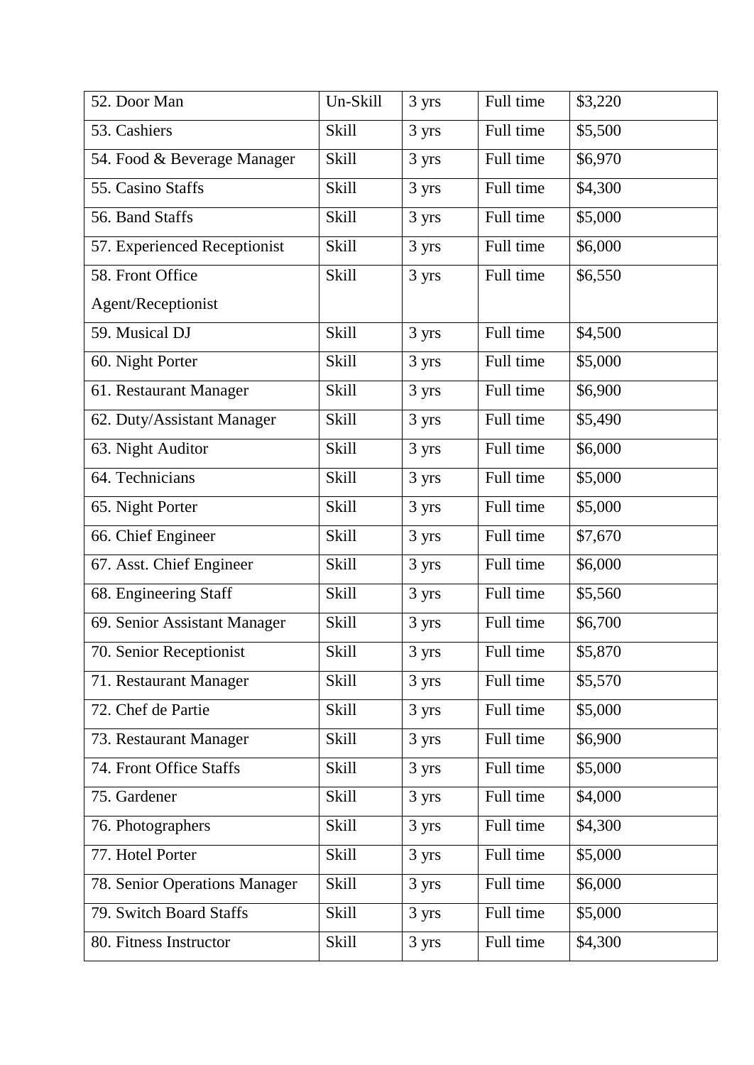| | | | | |
|---|---|---|---|---|
| 52. Door Man | Un-Skill | 3 yrs | Full time | $3,220 |
| 53. Cashiers | Skill | 3 yrs | Full time | $5,500 |
| 54. Food & Beverage Manager | Skill | 3 yrs | Full time | $6,970 |
| 55. Casino Staffs | Skill | 3 yrs | Full time | $4,300 |
| 56. Band Staffs | Skill | 3 yrs | Full time | $5,000 |
| 57. Experienced Receptionist | Skill | 3 yrs | Full time | $6,000 |
| 58. Front Office Agent/Receptionist | Skill | 3 yrs | Full time | $6,550 |
| 59. Musical DJ | Skill | 3 yrs | Full time | $4,500 |
| 60. Night Porter | Skill | 3 yrs | Full time | $5,000 |
| 61. Restaurant Manager | Skill | 3 yrs | Full time | $6,900 |
| 62. Duty/Assistant Manager | Skill | 3 yrs | Full time | $5,490 |
| 63. Night Auditor | Skill | 3 yrs | Full time | $6,000 |
| 64. Technicians | Skill | 3 yrs | Full time | $5,000 |
| 65. Night Porter | Skill | 3 yrs | Full time | $5,000 |
| 66. Chief Engineer | Skill | 3 yrs | Full time | $7,670 |
| 67. Asst. Chief Engineer | Skill | 3 yrs | Full time | $6,000 |
| 68. Engineering Staff | Skill | 3 yrs | Full time | $5,560 |
| 69. Senior Assistant Manager | Skill | 3 yrs | Full time | $6,700 |
| 70. Senior Receptionist | Skill | 3 yrs | Full time | $5,870 |
| 71. Restaurant Manager | Skill | 3 yrs | Full time | $5,570 |
| 72. Chef de Partie | Skill | 3 yrs | Full time | $5,000 |
| 73. Restaurant Manager | Skill | 3 yrs | Full time | $6,900 |
| 74. Front Office Staffs | Skill | 3 yrs | Full time | $5,000 |
| 75. Gardener | Skill | 3 yrs | Full time | $4,000 |
| 76. Photographers | Skill | 3 yrs | Full time | $4,300 |
| 77. Hotel Porter | Skill | 3 yrs | Full time | $5,000 |
| 78. Senior Operations Manager | Skill | 3 yrs | Full time | $6,000 |
| 79. Switch Board Staffs | Skill | 3 yrs | Full time | $5,000 |
| 80. Fitness Instructor | Skill | 3 yrs | Full time | $4,300 |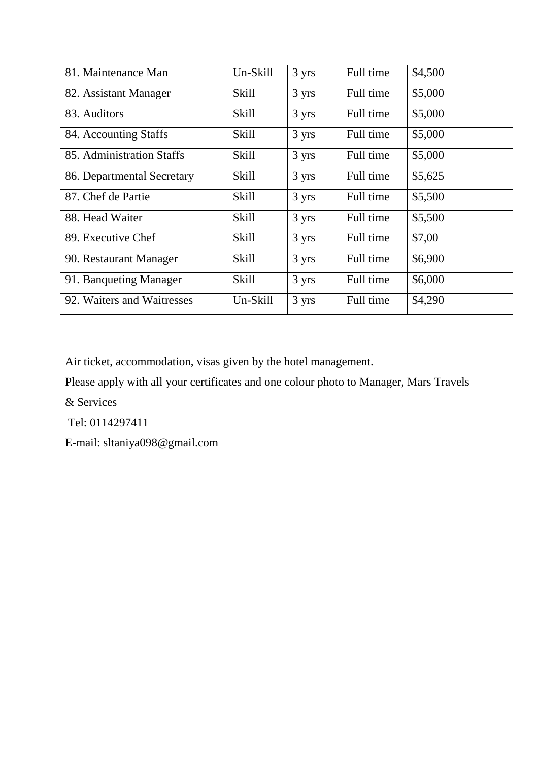| | | | | |
|---|---|---|---|---|
| 81. Maintenance Man | Un-Skill | 3 yrs | Full time | $4,500 |
| 82. Assistant Manager | Skill | 3 yrs | Full time | $5,000 |
| 83. Auditors | Skill | 3 yrs | Full time | $5,000 |
| 84. Accounting Staffs | Skill | 3 yrs | Full time | $5,000 |
| 85. Administration Staffs | Skill | 3 yrs | Full time | $5,000 |
| 86. Departmental Secretary | Skill | 3 yrs | Full time | $5,625 |
| 87. Chef de Partie | Skill | 3 yrs | Full time | $5,500 |
| 88. Head Waiter | Skill | 3 yrs | Full time | $5,500 |
| 89. Executive Chef | Skill | 3 yrs | Full time | $7,00 |
| 90. Restaurant Manager | Skill | 3 yrs | Full time | $6,900 |
| 91. Banqueting Manager | Skill | 3 yrs | Full time | $6,000 |
| 92. Waiters and Waitresses | Un-Skill | 3 yrs | Full time | $4,290 |

Air ticket, accommodation, visas given by the hotel management.

Please apply with all your certificates and one colour photo to Manager, Mars Travels & Services

Tel: 0114297411

E-mail: sltaniya098@gmail.com